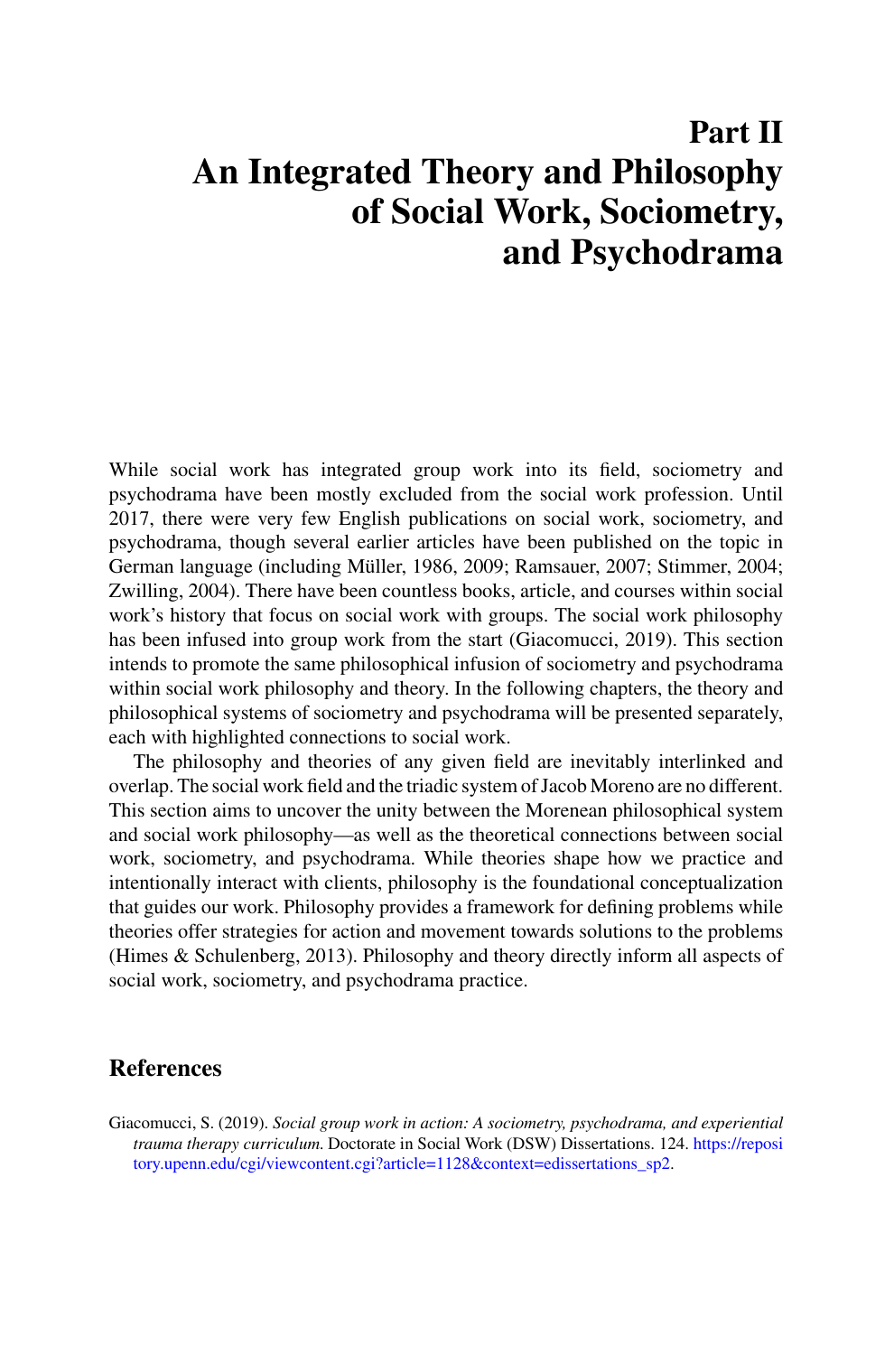# Part II
# An Integrated Theory and Philosophy of Social Work, Sociometry, and Psychodrama

While social work has integrated group work into its field, sociometry and psychodrama have been mostly excluded from the social work profession. Until 2017, there were very few English publications on social work, sociometry, and psychodrama, though several earlier articles have been published on the topic in German language (including Müller, 1986, 2009; Ramsauer, 2007; Stimmer, 2004; Zwilling, 2004). There have been countless books, article, and courses within social work's history that focus on social work with groups. The social work philosophy has been infused into group work from the start (Giacomucci, 2019). This section intends to promote the same philosophical infusion of sociometry and psychodrama within social work philosophy and theory. In the following chapters, the theory and philosophical systems of sociometry and psychodrama will be presented separately, each with highlighted connections to social work.

The philosophy and theories of any given field are inevitably interlinked and overlap. The social work field and the triadic system of Jacob Moreno are no different. This section aims to uncover the unity between the Morenean philosophical system and social work philosophy—as well as the theoretical connections between social work, sociometry, and psychodrama. While theories shape how we practice and intentionally interact with clients, philosophy is the foundational conceptualization that guides our work. Philosophy provides a framework for defining problems while theories offer strategies for action and movement towards solutions to the problems (Himes & Schulenberg, 2013). Philosophy and theory directly inform all aspects of social work, sociometry, and psychodrama practice.

## References

Giacomucci, S. (2019). *Social group work in action: A sociometry, psychodrama, and experiential trauma therapy curriculum.* Doctorate in Social Work (DSW) Dissertations. 124. https://repository.upenn.edu/cgi/viewcontent.cgi?article=1128&context=edissertations_sp2.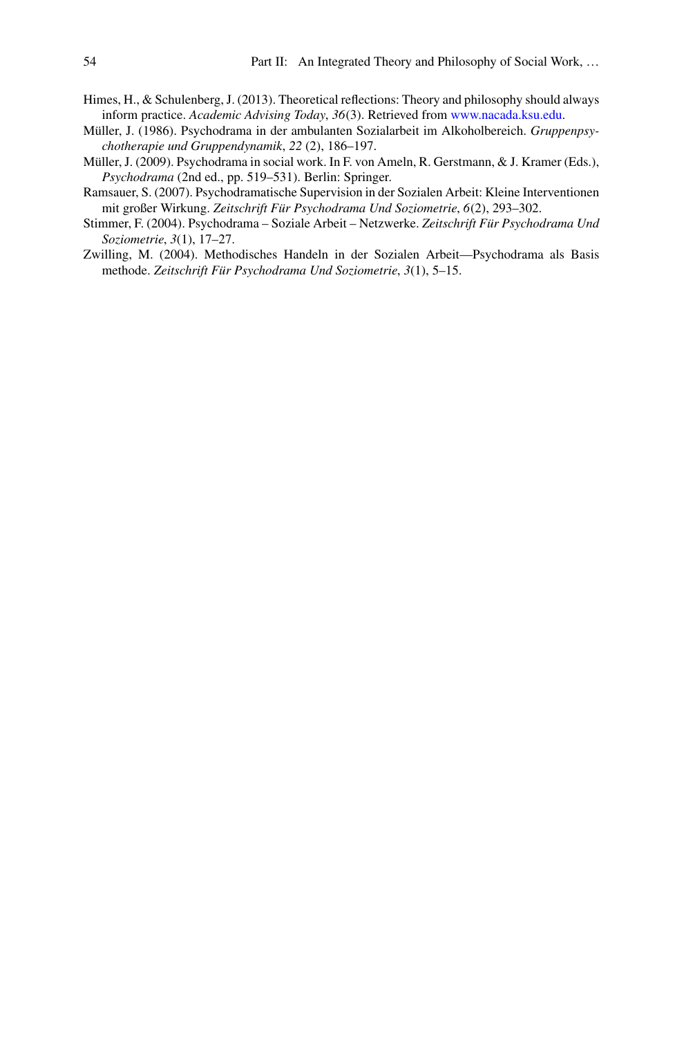Himes, H., & Schulenberg, J. (2013). Theoretical reflections: Theory and philosophy should always inform practice. *Academic Advising Today*, *36*(3). Retrieved from www.nacada.ksu.edu.

Müller, J. (1986). Psychodrama in der ambulanten Sozialarbeit im Alkoholbereich. *Gruppenpsychotherapie und Gruppendynamik*, *22* (2), 186–197.

Müller, J. (2009). Psychodrama in social work. In F. von Ameln, R. Gerstmann, & J. Kramer (Eds.), *Psychodrama* (2nd ed., pp. 519–531). Berlin: Springer.

Ramsauer, S. (2007). Psychodramatische Supervision in der Sozialen Arbeit: Kleine Interventionen mit großer Wirkung. *Zeitschrift Für Psychodrama Und Soziometrie*, *6*(2), 293–302.

Stimmer, F. (2004). Psychodrama – Soziale Arbeit – Netzwerke. *Zeitschrift Für Psychodrama Und Soziometrie*, *3*(1), 17–27.

Zwilling, M. (2004). Methodisches Handeln in der Sozialen Arbeit—Psychodrama als Basis methode. *Zeitschrift Für Psychodrama Und Soziometrie*, *3*(1), 5–15.